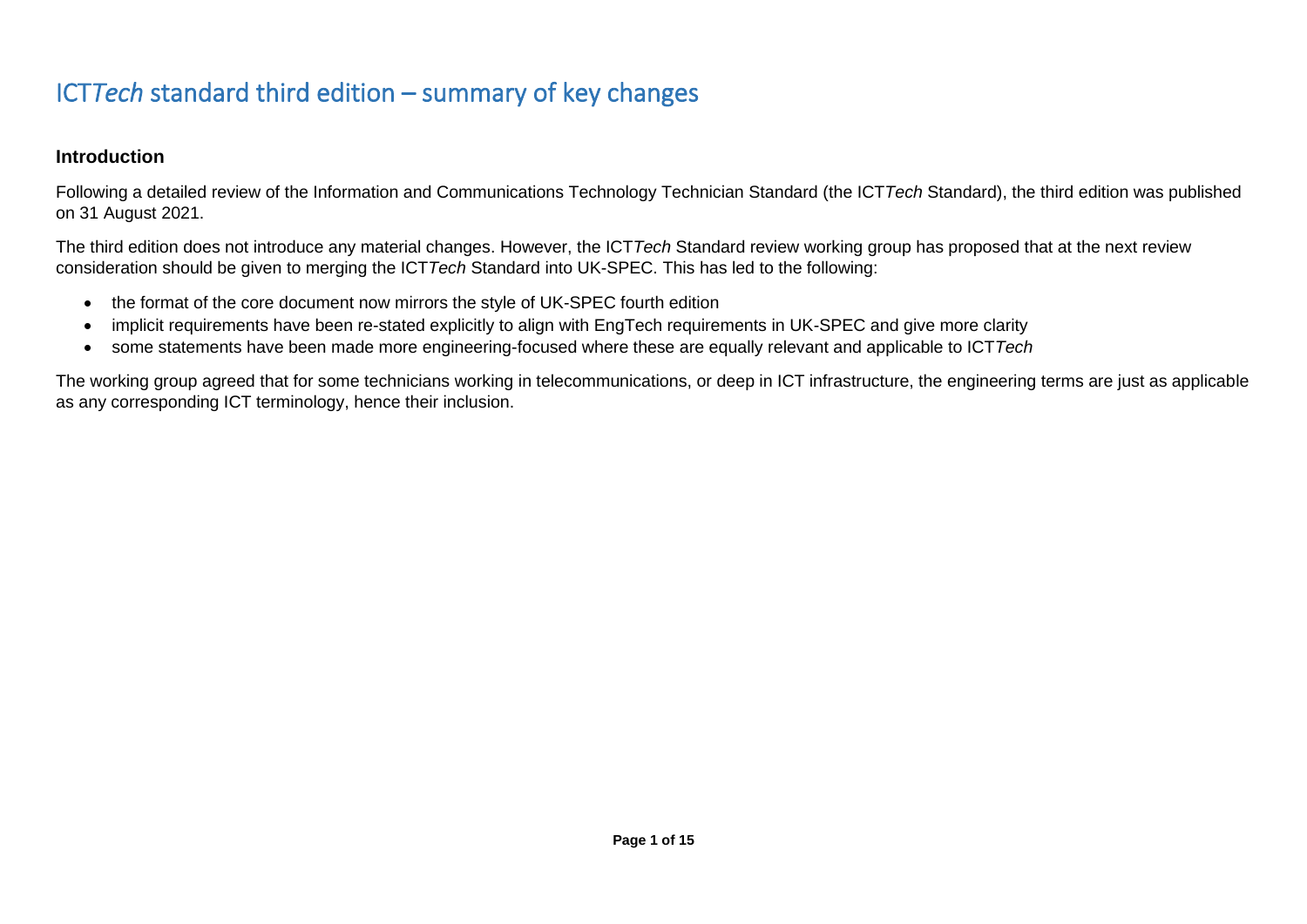# ICT*Tech* standard third edition – summary of key changes

## Introduction

Following a detailed review of the Information and Communications Technology Technician Standard (the ICT*Tech* Standard), the third edition was published on 31 August 2021.

The third edition does not introduce any material changes. However, the ICT*Tech* Standard review working group has proposed that at the next review consideration should be given to merging the ICT*Tech* Standard into UK-SPEC. This has led to the following:

- the format of the core document now mirrors the style of UK-SPEC fourth edition
- implicit requirements have been re-stated explicitly to align with EngTech requirements in UK-SPEC and give more clarity
- some statements have been made more engineering-focused where these are equally relevant and applicable to ICT*Tech*

The working group agreed that for some technicians working in telecommunications, or deep in ICT infrastructure, the engineering terms are just as applicable as any corresponding ICT terminology, hence their inclusion.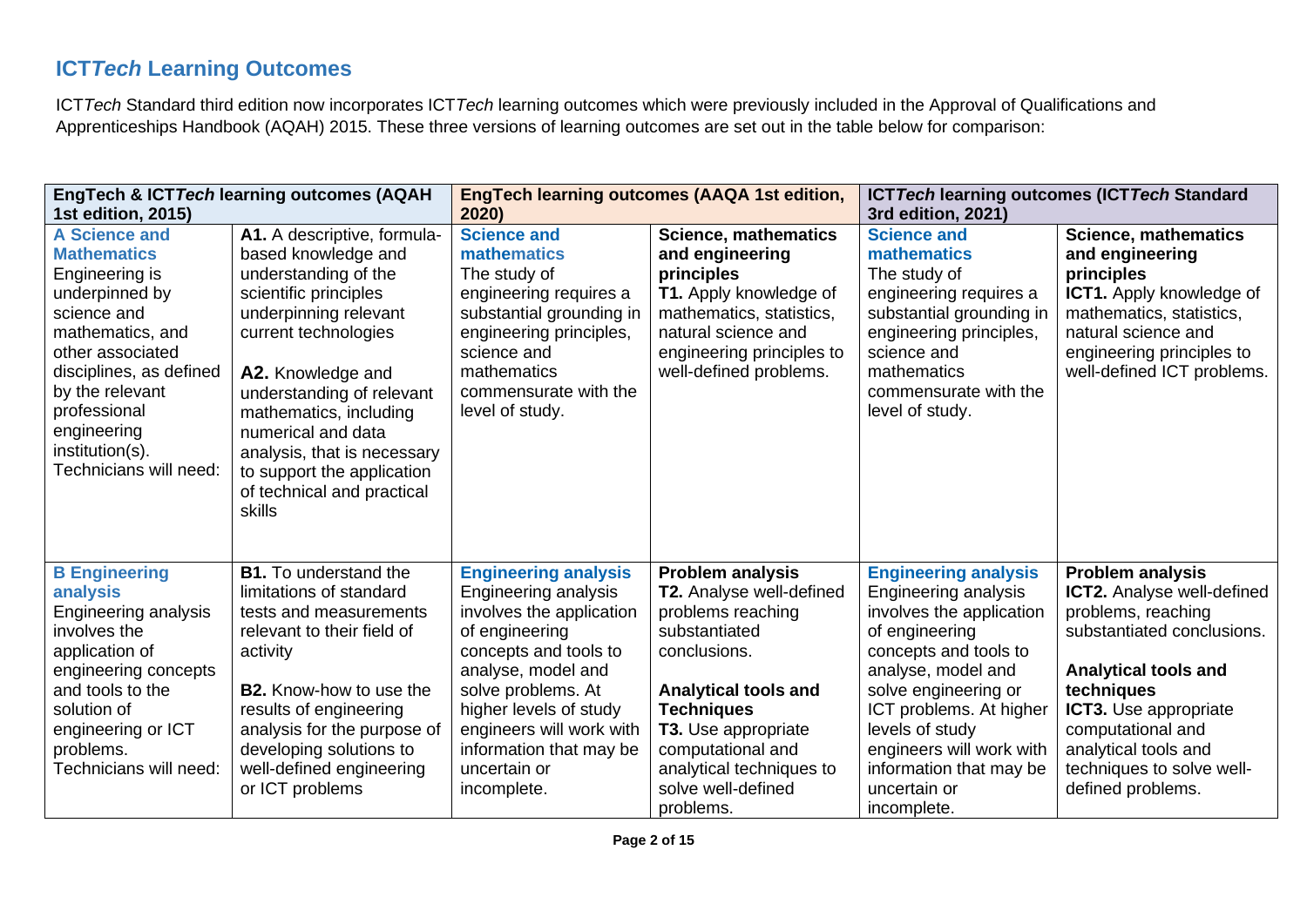## ICT*Tech* Learning Outcomes

ICT*Tech* Standard third edition now incorporates ICT*Tech* learning outcomes which were previously included in the Approval of Qualifications and Apprenticeships Handbook (AQAH) 2015. These three versions of learning outcomes are set out in the table below for comparison:

| **EngTech & ICT*Tech* learning outcomes (AQAH 1st edition, 2015)** | | **EngTech learning outcomes (AAQA 1st edition, 2020)** | | **ICT*Tech* learning outcomes (ICT*Tech* Standard 3rd edition, 2021)** | |
|---|---|---|---|---|---|
| **A Science and Mathematics** Engineering is underpinned by science and mathematics, and other associated disciplines, as defined by the relevant professional engineering institution(s). Technicians will need: | **A1.** A descriptive, formula-based knowledge and understanding of the scientific principles underpinning relevant current technologies<br><br>**A2.** Knowledge and understanding of relevant mathematics, including numerical and data analysis, that is necessary to support the application of technical and practical skills | **Science and mathematics** The study of engineering requires a substantial grounding in engineering principles, science and mathematics commensurate with the level of study. | **Science, mathematics and engineering principles**<br>**T1.** Apply knowledge of mathematics, statistics, natural science and engineering principles to well-defined problems. | **Science and mathematics** The study of engineering requires a substantial grounding in engineering principles, science and mathematics commensurate with the level of study. | **Science, mathematics and engineering principles**<br>**ICT1.** Apply knowledge of mathematics, statistics, natural science and engineering principles to well-defined ICT problems. |
| **B Engineering analysis** Engineering analysis involves the application of engineering concepts and tools to the solution of engineering or ICT problems. Technicians will need: | **B1.** To understand the limitations of standard tests and measurements relevant to their field of activity<br><br>**B2.** Know-how to use the results of engineering analysis for the purpose of developing solutions to well-defined engineering or ICT problems | **Engineering analysis** Engineering analysis involves the application of engineering concepts and tools to analyse, model and solve problems. At higher levels of study engineers will work with information that may be uncertain or incomplete. | **Problem analysis**<br>**T2.** Analyse well-defined problems reaching substantiated conclusions.<br><br>**Analytical tools and Techniques**<br>**T3.** Use appropriate computational and analytical techniques to solve well-defined problems. | **Engineering analysis** Engineering analysis involves the application of engineering concepts and tools to analyse, model and solve engineering or ICT problems. At higher levels of study engineers will work with information that may be uncertain or incomplete. | **Problem analysis**<br>**ICT2.** Analyse well-defined problems, reaching substantiated conclusions.<br><br>**Analytical tools and techniques**<br>**ICT3.** Use appropriate computational and analytical tools and techniques to solve well-defined problems. |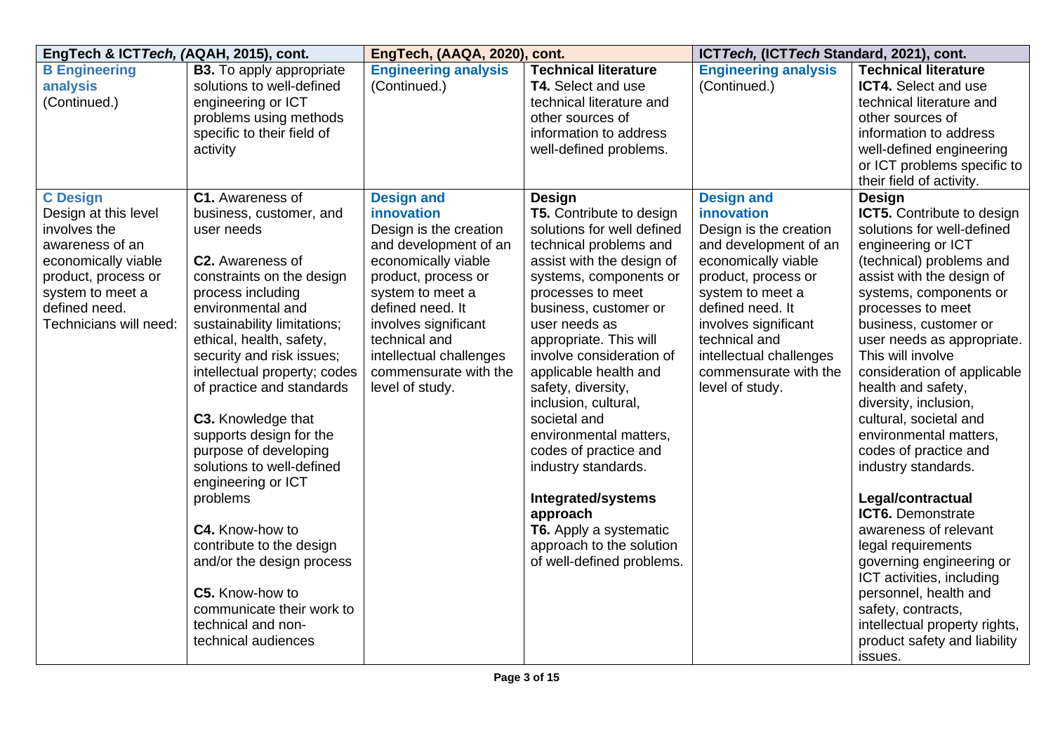| EngTech & ICT*Tech, (*AQAH, 2015), cont. | | EngTech, (AAQA, 2020), cont. | | ICT*Tech,* (ICT*Tech* Standard, 2021), cont. | |
|---|---|---|---|---|---|
| **B Engineering analysis** (Continued.) | **B3.** To apply appropriate solutions to well-defined engineering or ICT problems using methods specific to their field of activity | **Engineering analysis** (Continued.) | **Technical literature** **T4.** Select and use technical literature and other sources of information to address well-defined problems. | **Engineering analysis** (Continued.) | **Technical literature** **ICT4.** Select and use technical literature and other sources of information to address well-defined engineering or ICT problems specific to their field of activity. |
| **C Design** Design at this level involves the awareness of an economically viable product, process or system to meet a defined need. Technicians will need: | **C1.** Awareness of business, customer, and user needs<br><br>**C2.** Awareness of constraints on the design process including environmental and sustainability limitations; ethical, health, safety, security and risk issues; intellectual property; codes of practice and standards<br><br>**C3.** Knowledge that supports design for the purpose of developing solutions to well-defined engineering or ICT problems<br><br>**C4.** Know-how to contribute to the design and/or the design process<br><br>**C5.** Know-how to communicate their work to technical and non-technical audiences | **Design and innovation** Design is the creation and development of an economically viable product, process or system to meet a defined need. It involves significant technical and intellectual challenges commensurate with the level of study. | **Design** **T5.** Contribute to design solutions for well defined technical problems and assist with the design of systems, components or processes to meet business, customer or user needs as appropriate. This will involve consideration of applicable health and safety, diversity, inclusion, cultural, societal and environmental matters, codes of practice and industry standards.<br><br>**Integrated/systems approach** **T6.** Apply a systematic approach to the solution of well-defined problems. | **Design and innovation** Design is the creation and development of an economically viable product, process or system to meet a defined need. It involves significant technical and intellectual challenges commensurate with the level of study. | **Design** **ICT5.** Contribute to design solutions for well-defined engineering or ICT (technical) problems and assist with the design of systems, components or processes to meet business, customer or user needs as appropriate. This will involve consideration of applicable health and safety, diversity, inclusion, cultural, societal and environmental matters, codes of practice and industry standards.<br><br>**Legal/contractual** **ICT6.** Demonstrate awareness of relevant legal requirements governing engineering or ICT activities, including personnel, health and safety, contracts, intellectual property rights, product safety and liability issues. |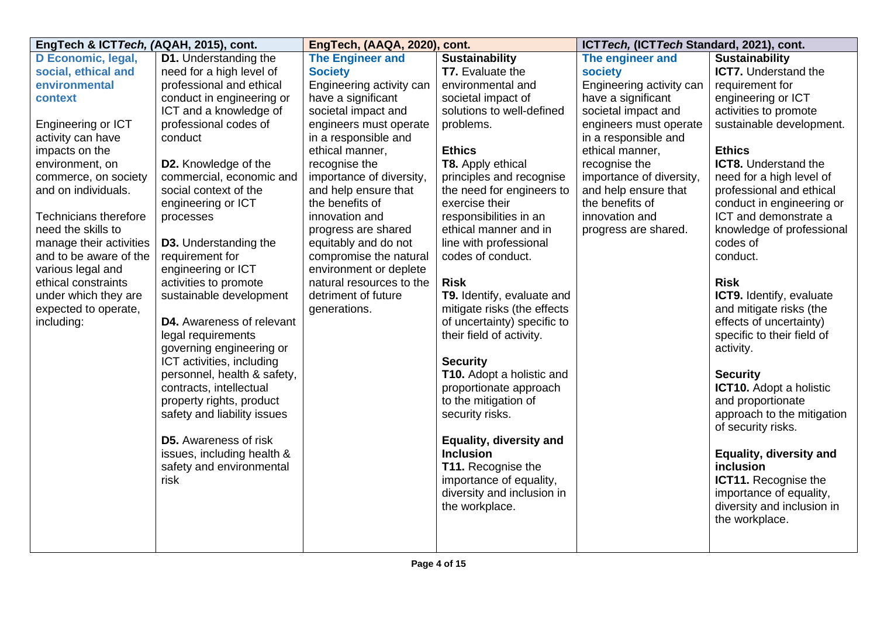| EngTech & ICT*Tech*, (AQAH, 2015), cont. | | EngTech, (AAQA, 2020), cont. | | ICT*Tech*, (ICT*Tech* Standard, 2021), cont. | |
|---|---|---|---|---|---|
| **D Economic, legal, social, ethical and environmental context**<br><br>Engineering or ICT activity can have impacts on the environment, on commerce, on society and on individuals.<br><br>Technicians therefore need the skills to manage their activities and to be aware of the various legal and ethical constraints under which they are expected to operate, including: | **D1.** Understanding the need for a high level of professional and ethical conduct in engineering or ICT and a knowledge of professional codes of conduct<br><br>**D2.** Knowledge of the commercial, economic and social context of the engineering or ICT processes<br><br>**D3.** Understanding the requirement for engineering or ICT activities to promote sustainable development<br><br>**D4.** Awareness of relevant legal requirements governing engineering or ICT activities, including personnel, health & safety, contracts, intellectual property rights, product safety and liability issues<br><br>**D5.** Awareness of risk issues, including health & safety and environmental risk | **The Engineer and Society**<br>Engineering activity can have a significant societal impact and engineers must operate in a responsible and ethical manner, recognise the importance of diversity, and help ensure that the benefits of innovation and progress are shared equitably and do not compromise the natural environment or deplete natural resources to the detriment of future generations. | **Sustainability**<br>**T7.** Evaluate the environmental and societal impact of solutions to well-defined problems.<br><br>**Ethics**<br>**T8.** Apply ethical principles and recognise the need for engineers to exercise their responsibilities in an ethical manner and in line with professional codes of conduct.<br><br>**Risk**<br>**T9.** Identify, evaluate and mitigate risks (the effects of uncertainty) specific to their field of activity.<br><br>**Security**<br>**T10.** Adopt a holistic and proportionate approach to the mitigation of security risks.<br><br>**Equality, diversity and Inclusion**<br>**T11.** Recognise the importance of equality, diversity and inclusion in the workplace. | **The engineer and society**<br>Engineering activity can have a significant societal impact and engineers must operate in a responsible and ethical manner, recognise the importance of diversity, and help ensure that the benefits of innovation and progress are shared. | **Sustainability**<br>**ICT7.** Understand the requirement for engineering or ICT activities to promote sustainable development.<br><br>**Ethics**<br>**ICT8.** Understand the need for a high level of professional and ethical conduct in engineering or ICT and demonstrate a knowledge of professional codes of conduct.<br><br>**Risk**<br>**ICT9.** Identify, evaluate and mitigate risks (the effects of uncertainty) specific to their field of activity.<br><br>**Security**<br>**ICT10.** Adopt a holistic and proportionate approach to the mitigation of security risks.<br><br>**Equality, diversity and inclusion**<br>**ICT11.** Recognise the importance of equality, diversity and inclusion in the workplace. |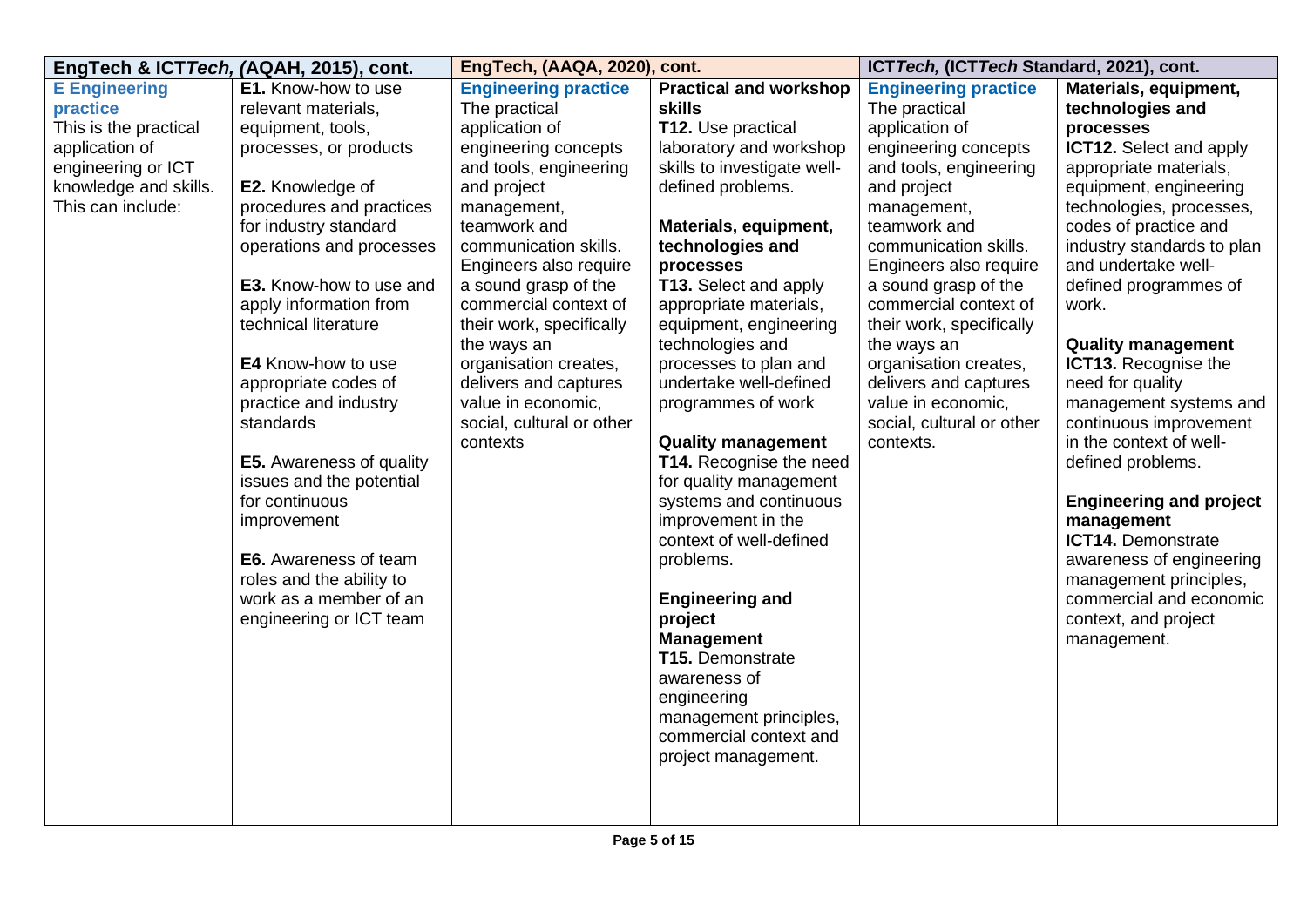| EngTech & ICT*Tech, (*AQAH, 2015), cont. | | EngTech, (AAQA, 2020), cont. | | ICT*Tech,* (ICT*Tech* Standard, 2021), cont. | |
|---|---|---|---|---|---|
| **E Engineering practice**<br>This is the practical application of engineering or ICT knowledge and skills. This can include: | **E1.** Know-how to use relevant materials, equipment, tools, processes, or products<br><br>**E2.** Knowledge of procedures and practices for industry standard operations and processes<br><br>**E3.** Know-how to use and apply information from technical literature<br><br>**E4** Know-how to use appropriate codes of practice and industry standards<br><br>**E5.** Awareness of quality issues and the potential for continuous improvement<br><br>**E6.** Awareness of team roles and the ability to work as a member of an engineering or ICT team | **Engineering practice**<br>The practical application of engineering concepts and tools, engineering and project management, teamwork and communication skills. Engineers also require a sound grasp of the commercial context of their work, specifically the ways an organisation creates, delivers and captures value in economic, social, cultural or other contexts | **Practical and workshop skills**<br>**T12.** Use practical laboratory and workshop skills to investigate well-defined problems.<br><br>**Materials, equipment, technologies and processes**<br>**T13.** Select and apply appropriate materials, equipment, engineering technologies and processes to plan and undertake well-defined programmes of work<br><br>**Quality management**<br>**T14.** Recognise the need for quality management systems and continuous improvement in the context of well-defined problems.<br><br>**Engineering and project Management**<br>**T15.** Demonstrate awareness of engineering management principles, commercial context and project management. | **Engineering practice**<br>The practical application of engineering concepts and tools, engineering and project management, teamwork and communication skills. Engineers also require a sound grasp of the commercial context of their work, specifically the ways an organisation creates, delivers and captures value in economic, social, cultural or other contexts. | **Materials, equipment, technologies and processes**<br>**ICT12.** Select and apply appropriate materials, equipment, engineering technologies, processes, codes of practice and industry standards to plan and undertake well-defined programmes of work.<br><br>**Quality management**<br>**ICT13.** Recognise the need for quality management systems and continuous improvement in the context of well-defined problems.<br><br>**Engineering and project management**<br>**ICT14.** Demonstrate awareness of engineering management principles, commercial and economic context, and project management. |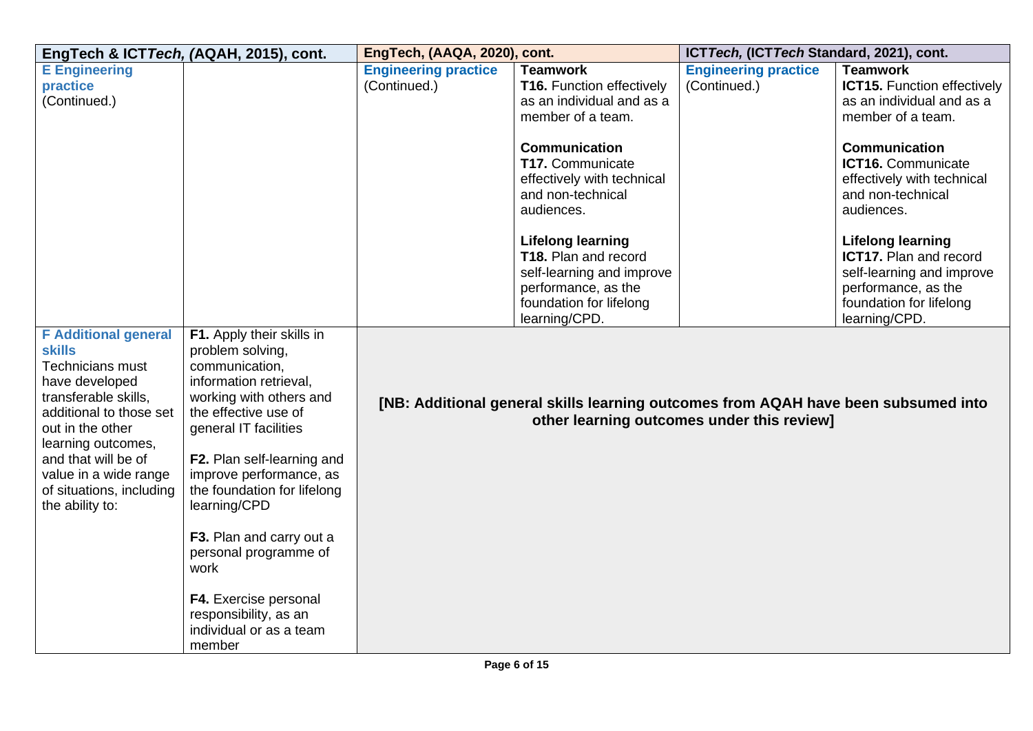| EngTech & ICT*Tech*, (AQAH, 2015), cont. | | EngTech, (AAQA, 2020), cont. | | ICT*Tech*, (ICT*Tech* Standard, 2021), cont. | |
|---|---|---|---|---|---|
| **E Engineering practice** (Continued.) | | **Engineering practice** (Continued.) | **Teamwork** **T16.** Function effectively as an individual and as a member of a team. **Communication** **T17.** Communicate effectively with technical and non-technical audiences. **Lifelong learning** **T18.** Plan and record self-learning and improve performance, as the foundation for lifelong learning/CPD. | **Engineering practice** (Continued.) | **Teamwork** **ICT15.** Function effectively as an individual and as a member of a team. **Communication** **ICT16.** Communicate effectively with technical and non-technical audiences. **Lifelong learning** **ICT17.** Plan and record self-learning and improve performance, as the foundation for lifelong learning/CPD. |
| **F Additional general skills** Technicians must have developed transferable skills, additional to those set out in the other learning outcomes, and that will be of value in a wide range of situations, including the ability to: | **F1.** Apply their skills in problem solving, communication, information retrieval, working with others and the effective use of general IT facilities **F2.** Plan self-learning and improve performance, as the foundation for lifelong learning/CPD **F3.** Plan and carry out a personal programme of work **F4.** Exercise personal responsibility, as an individual or as a team member | **[NB: Additional general skills learning outcomes from AQAH have been subsumed into other learning outcomes under this review]** | | | |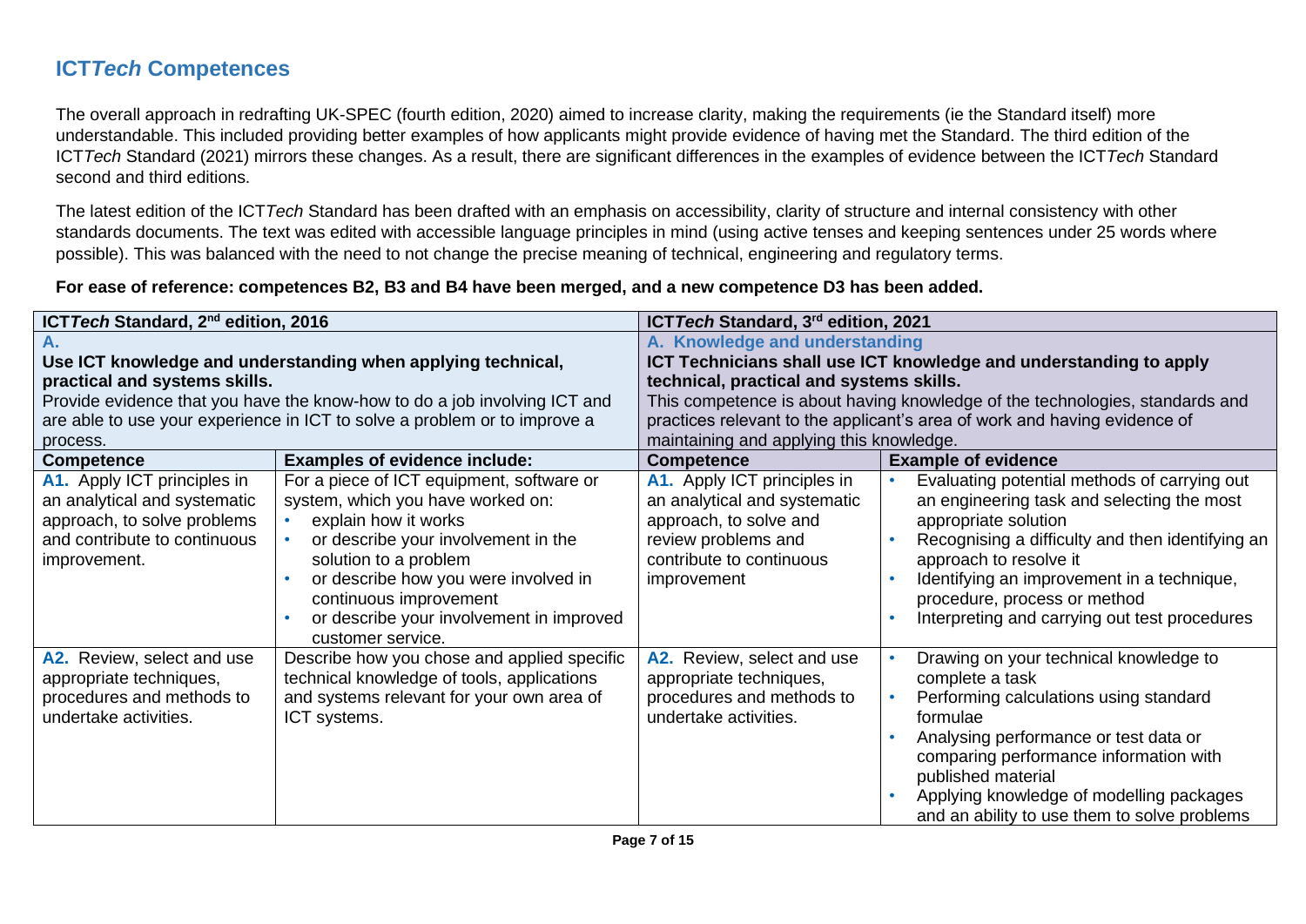## ICT*Tech* Competences

The overall approach in redrafting UK-SPEC (fourth edition, 2020) aimed to increase clarity, making the requirements (ie the Standard itself) more understandable. This included providing better examples of how applicants might provide evidence of having met the Standard. The third edition of the ICT*Tech* Standard (2021) mirrors these changes. As a result, there are significant differences in the examples of evidence between the ICT*Tech* Standard second and third editions.

The latest edition of the ICT*Tech* Standard has been drafted with an emphasis on accessibility, clarity of structure and internal consistency with other standards documents. The text was edited with accessible language principles in mind (using active tenses and keeping sentences under 25 words where possible). This was balanced with the need to not change the precise meaning of technical, engineering and regulatory terms.

**For ease of reference: competences B2, B3 and B4 have been merged, and a new competence D3 has been added.**

| **ICT*Tech* Standard, 2nd edition, 2016** | | **ICT*Tech* Standard, 3rd edition, 2021** | |
|---|---|---|---|
| **A.** **Use ICT knowledge and understanding when applying technical, practical and systems skills.** Provide evidence that you have the know-how to do a job involving ICT and are able to use your experience in ICT to solve a problem or to improve a process. | | **A. Knowledge and understanding** **ICT Technicians shall use ICT knowledge and understanding to apply technical, practical and systems skills.** This competence is about having knowledge of the technologies, standards and practices relevant to the applicant's area of work and having evidence of maintaining and applying this knowledge. | |
| **Competence** | **Examples of evidence include:** | **Competence** | **Example of evidence** |
| **A1.** Apply ICT principles in an analytical and systematic approach, to solve problems and contribute to continuous improvement. | For a piece of ICT equipment, software or system, which you have worked on: <br>• explain how it works <br>• or describe your involvement in the solution to a problem <br>• or describe how you were involved in continuous improvement <br>• or describe your involvement in improved customer service. | **A1.** Apply ICT principles in an analytical and systematic approach, to solve and review problems and contribute to continuous improvement | • Evaluating potential methods of carrying out an engineering task and selecting the most appropriate solution <br>• Recognising a difficulty and then identifying an approach to resolve it <br>• Identifying an improvement in a technique, procedure, process or method <br>• Interpreting and carrying out test procedures |
| **A2.** Review, select and use appropriate techniques, procedures and methods to undertake activities. | Describe how you chose and applied specific technical knowledge of tools, applications and systems relevant for your own area of ICT systems. | **A2.** Review, select and use appropriate techniques, procedures and methods to undertake activities. | • Drawing on your technical knowledge to complete a task <br>• Performing calculations using standard formulae <br>• Analysing performance or test data or comparing performance information with published material <br>• Applying knowledge of modelling packages and an ability to use them to solve problems |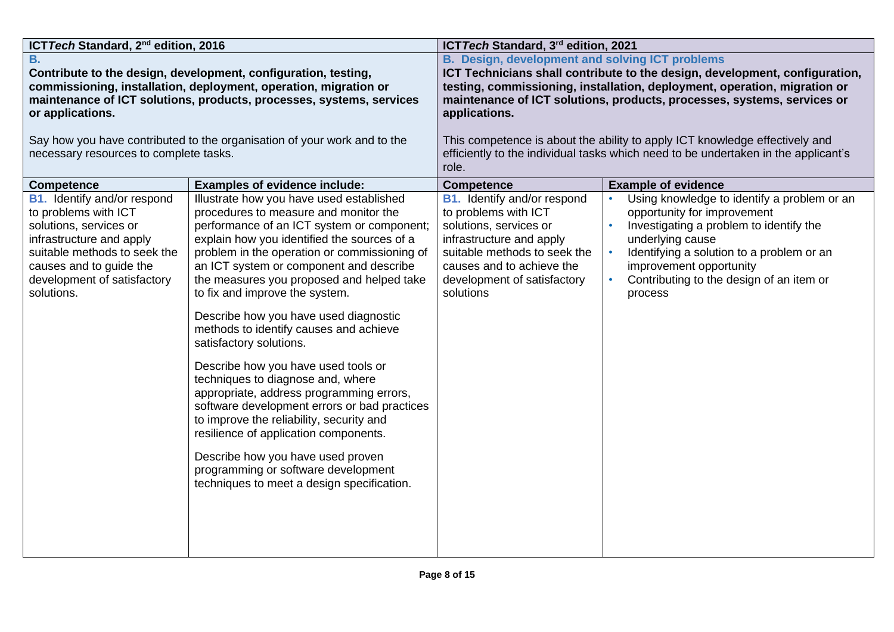| ICT*Tech* Standard, 2nd edition, 2016 | | ICT*Tech* Standard, 3rd edition, 2021 | |
|---|---|---|---|
| **B.**<br>**Contribute to the design, development, configuration, testing, commissioning, installation, deployment, operation, migration or maintenance of ICT solutions, products, processes, systems, services or applications.**<br><br>Say how you have contributed to the organisation of your work and to the necessary resources to complete tasks. | | **B. Design, development and solving ICT problems**<br>**ICT Technicians shall contribute to the design, development, configuration, testing, commissioning, installation, deployment, operation, migration or maintenance of ICT solutions, products, processes, systems, services or applications.**<br><br>This competence is about the ability to apply ICT knowledge effectively and efficiently to the individual tasks which need to be undertaken in the applicant's role. | |
| **Competence** | **Examples of evidence include:** | **Competence** | **Example of evidence** |
| **B1.** Identify and/or respond to problems with ICT solutions, services or infrastructure and apply suitable methods to seek the causes and to guide the development of satisfactory solutions. | Illustrate how you have used established procedures to measure and monitor the performance of an ICT system or component; explain how you identified the sources of a problem in the operation or commissioning of an ICT system or component and describe the measures you proposed and helped take to fix and improve the system.<br><br>Describe how you have used diagnostic methods to identify causes and achieve satisfactory solutions.<br><br>Describe how you have used tools or techniques to diagnose and, where appropriate, address programming errors, software development errors or bad practices to improve the reliability, security and resilience of application components.<br><br>Describe how you have used proven programming or software development techniques to meet a design specification. | **B1.** Identify and/or respond to problems with ICT solutions, services or infrastructure and apply suitable methods to seek the causes and to achieve the development of satisfactory solutions | • Using knowledge to identify a problem or an opportunity for improvement<br>• Investigating a problem to identify the underlying cause<br>• Identifying a solution to a problem or an improvement opportunity<br>• Contributing to the design of an item or process |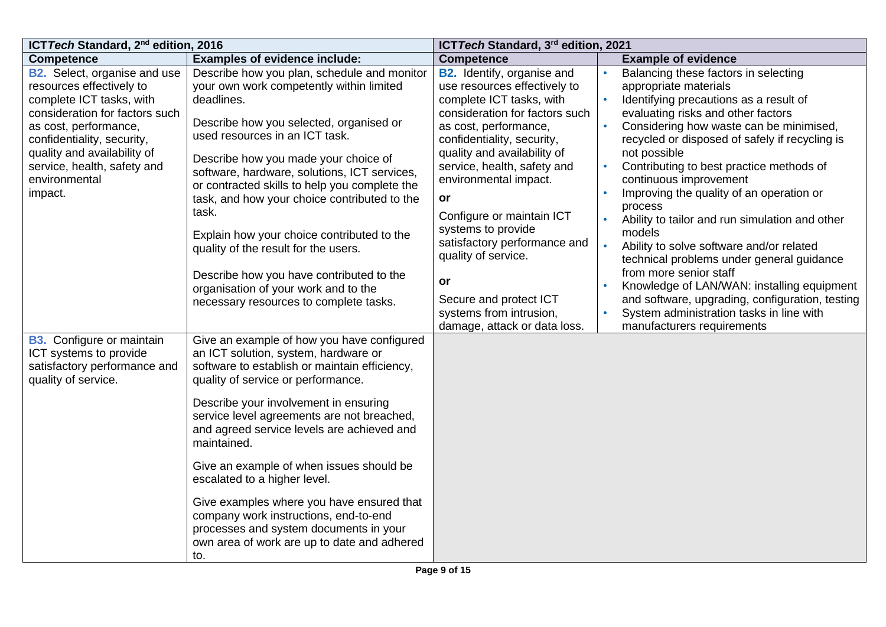| ICT*Tech* Standard, 2[nd] edition, 2016 | | ICT*Tech* Standard, 3[rd] edition, 2021 | |
|---|---|---|---|
| **Competence** | **Examples of evidence include:** | **Competence** | **Example of evidence** |
| **B2.** Select, organise and use resources effectively to complete ICT tasks, with consideration for factors such as cost, performance, confidentiality, security, quality and availability of service, health, safety and environmental impact. | Describe how you plan, schedule and monitor your own work competently within limited deadlines.<br><br>Describe how you selected, organised or used resources in an ICT task.<br><br>Describe how you made your choice of software, hardware, solutions, ICT services, or contracted skills to help you complete the task, and how your choice contributed to the task.<br><br>Explain how your choice contributed to the quality of the result for the users.<br><br>Describe how you have contributed to the organisation of your work and to the necessary resources to complete tasks. | **B2.** Identify, organise and use resources effectively to complete ICT tasks, with consideration for factors such as cost, performance, confidentiality, security, quality and availability of service, health, safety and environmental impact.<br><br>**or**<br><br>Configure or maintain ICT systems to provide satisfactory performance and quality of service.<br><br>**or**<br><br>Secure and protect ICT systems from intrusion, damage, attack or data loss. | • Balancing these factors in selecting appropriate materials<br>• Identifying precautions as a result of evaluating risks and other factors<br>• Considering how waste can be minimised, recycled or disposed of safely if recycling is not possible<br>• Contributing to best practice methods of continuous improvement<br>• Improving the quality of an operation or process<br>• Ability to tailor and run simulation and other models<br>• Ability to solve software and/or related technical problems under general guidance from more senior staff<br>• Knowledge of LAN/WAN: installing equipment and software, upgrading, configuration, testing<br>• System administration tasks in line with manufacturers requirements |
| **B3.** Configure or maintain ICT systems to provide satisfactory performance and quality of service. | Give an example of how you have configured an ICT solution, system, hardware or software to establish or maintain efficiency, quality of service or performance.<br><br>Describe your involvement in ensuring service level agreements are not breached, and agreed service levels are achieved and maintained.<br><br>Give an example of when issues should be escalated to a higher level.<br><br>Give examples where you have ensured that company work instructions, end-to-end processes and system documents in your own area of work are up to date and adhered to. | | |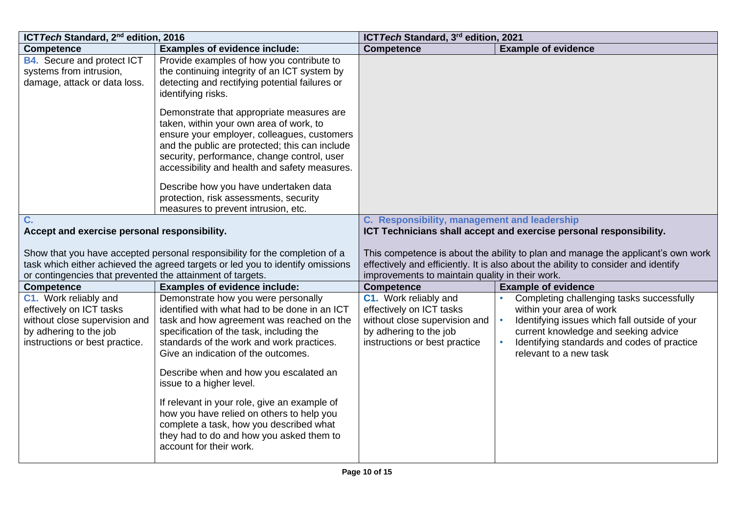| ICT*Tech* Standard, 2nd edition, 2016 | | ICT*Tech* Standard, 3rd edition, 2021 | |
|---|---|---|---|
| **Competence** | **Examples of evidence include:** | **Competence** | **Example of evidence** |
| **B4.** Secure and protect ICT systems from intrusion, damage, attack or data loss. | Provide examples of how you contribute to the continuing integrity of an ICT system by detecting and rectifying potential failures or identifying risks.<br><br>Demonstrate that appropriate measures are taken, within your own area of work, to ensure your employer, colleagues, customers and the public are protected; this can include security, performance, change control, user accessibility and health and safety measures.<br><br>Describe how you have undertaken data protection, risk assessments, security measures to prevent intrusion, etc. | | |
| **C.**<br>**Accept and exercise personal responsibility.**<br><br>Show that you have accepted personal responsibility for the completion of a task which either achieved the agreed targets or led you to identify omissions or contingencies that prevented the attainment of targets. | | **C. Responsibility, management and leadership**<br>**ICT Technicians shall accept and exercise personal responsibility.**<br><br>This competence is about the ability to plan and manage the applicant's own work effectively and efficiently. It is also about the ability to consider and identify improvements to maintain quality in their work. | |
| **Competence** | **Examples of evidence include:** | **Competence** | **Example of evidence** |
| **C1.** Work reliably and effectively on ICT tasks without close supervision and by adhering to the job instructions or best practice. | Demonstrate how you were personally identified with what had to be done in an ICT task and how agreement was reached on the specification of the task, including the standards of the work and work practices. Give an indication of the outcomes.<br><br>Describe when and how you escalated an issue to a higher level.<br><br>If relevant in your role, give an example of how you have relied on others to help you complete a task, how you described what they had to do and how you asked them to account for their work. | **C1.** Work reliably and effectively on ICT tasks without close supervision and by adhering to the job instructions or best practice | • Completing challenging tasks successfully within your area of work<br>• Identifying issues which fall outside of your current knowledge and seeking advice<br>• Identifying standards and codes of practice relevant to a new task |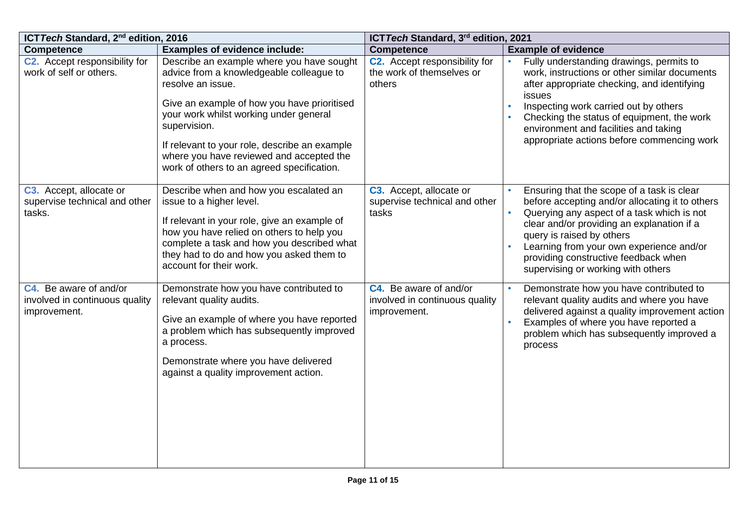| ICT*Tech* Standard, 2nd edition, 2016 | | ICT*Tech* Standard, 3rd edition, 2021 | |
|---|---|---|---|
| **Competence** | **Examples of evidence include:** | **Competence** | **Example of evidence** |
| **C2.** Accept responsibility for work of self or others. | Describe an example where you have sought advice from a knowledgeable colleague to resolve an issue.<br><br>Give an example of how you have prioritised your work whilst working under general supervision.<br><br>If relevant to your role, describe an example where you have reviewed and accepted the work of others to an agreed specification. | **C2.** Accept responsibility for the work of themselves or others | • Fully understanding drawings, permits to work, instructions or other similar documents after appropriate checking, and identifying issues<br>• Inspecting work carried out by others<br>• Checking the status of equipment, the work environment and facilities and taking appropriate actions before commencing work |
| **C3.** Accept, allocate or supervise technical and other tasks. | Describe when and how you escalated an issue to a higher level.<br><br>If relevant in your role, give an example of how you have relied on others to help you complete a task and how you described what they had to do and how you asked them to account for their work. | **C3.** Accept, allocate or supervise technical and other tasks | • Ensuring that the scope of a task is clear before accepting and/or allocating it to others<br>• Querying any aspect of a task which is not clear and/or providing an explanation if a query is raised by others<br>• Learning from your own experience and/or providing constructive feedback when supervising or working with others |
| **C4.** Be aware of and/or involved in continuous quality improvement. | Demonstrate how you have contributed to relevant quality audits.<br><br>Give an example of where you have reported a problem which has subsequently improved a process.<br><br>Demonstrate where you have delivered against a quality improvement action. | **C4.** Be aware of and/or involved in continuous quality improvement. | • Demonstrate how you have contributed to relevant quality audits and where you have delivered against a quality improvement action<br>• Examples of where you have reported a problem which has subsequently improved a process |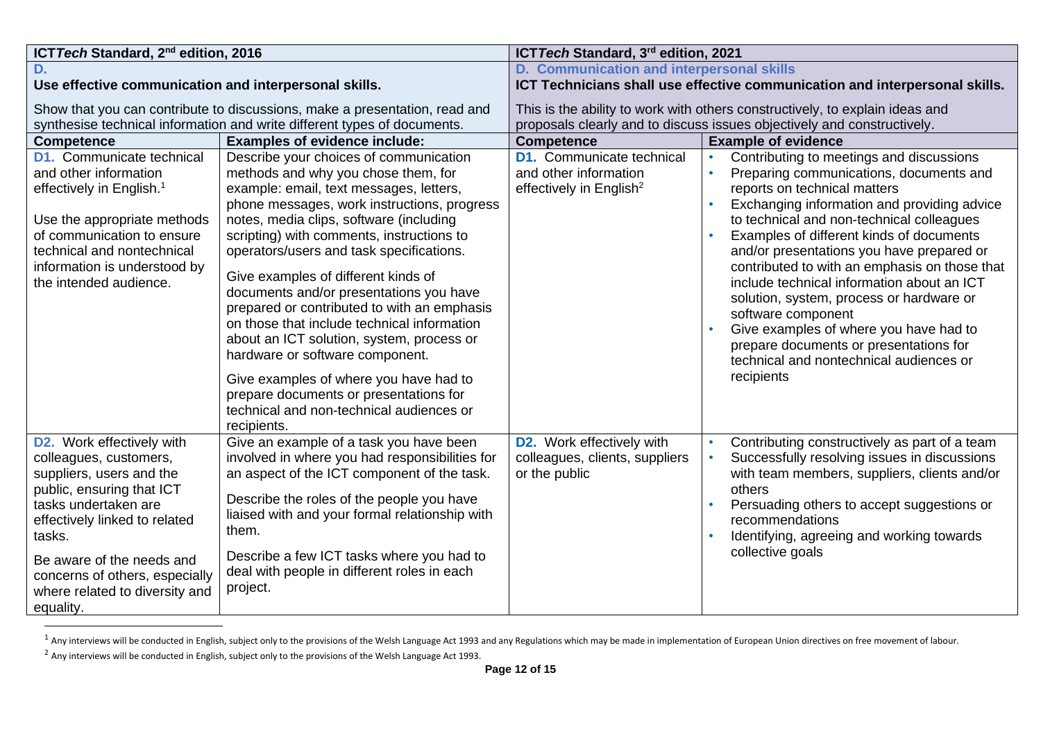| ICT*Tech* Standard, 2nd edition, 2016 | | ICT*Tech* Standard, 3rd edition, 2021 | |
|---|---|---|---|
| **D.** **Use effective communication and interpersonal skills.** Show that you can contribute to discussions, make a presentation, read and synthesise technical information and write different types of documents. | | **D. Communication and interpersonal skills** **ICT Technicians shall use effective communication and interpersonal skills.** This is the ability to work with others constructively, to explain ideas and proposals clearly and to discuss issues objectively and constructively. | |
| **Competence** | **Examples of evidence include:** | **Competence** | **Example of evidence** |
| **D1.** Communicate technical and other information effectively in English.[1] Use the appropriate methods of communication to ensure technical and nontechnical information is understood by the intended audience. | Describe your choices of communication methods and why you chose them, for example: email, text messages, letters, phone messages, work instructions, progress notes, media clips, software (including scripting) with comments, instructions to operators/users and task specifications. Give examples of different kinds of documents and/or presentations you have prepared or contributed to with an emphasis on those that include technical information about an ICT solution, system, process or hardware or software component. Give examples of where you have had to prepare documents or presentations for technical and non-technical audiences or recipients. | **D1.** Communicate technical and other information effectively in English[2] | • Contributing to meetings and discussions<br>• Preparing communications, documents and reports on technical matters<br>• Exchanging information and providing advice to technical and non-technical colleagues<br>• Examples of different kinds of documents and/or presentations you have prepared or contributed to with an emphasis on those that include technical information about an ICT solution, system, process or hardware or software component<br>• Give examples of where you have had to prepare documents or presentations for technical and nontechnical audiences or recipients |
| **D2.** Work effectively with colleagues, customers, suppliers, users and the public, ensuring that ICT tasks undertaken are effectively linked to related tasks. Be aware of the needs and concerns of others, especially where related to diversity and equality. | Give an example of a task you have been involved in where you had responsibilities for an aspect of the ICT component of the task. Describe the roles of the people you have liaised with and your formal relationship with them. Describe a few ICT tasks where you had to deal with people in different roles in each project. | **D2.** Work effectively with colleagues, clients, suppliers or the public | • Contributing constructively as part of a team<br>• Successfully resolving issues in discussions with team members, suppliers, clients and/or others<br>• Persuading others to accept suggestions or recommendations<br>• Identifying, agreeing and working towards collective goals |

[1] Any interviews will be conducted in English, subject only to the provisions of the Welsh Language Act 1993 and any Regulations which may be made in implementation of European Union directives on free movement of labour.

[2] Any interviews will be conducted in English, subject only to the provisions of the Welsh Language Act 1993.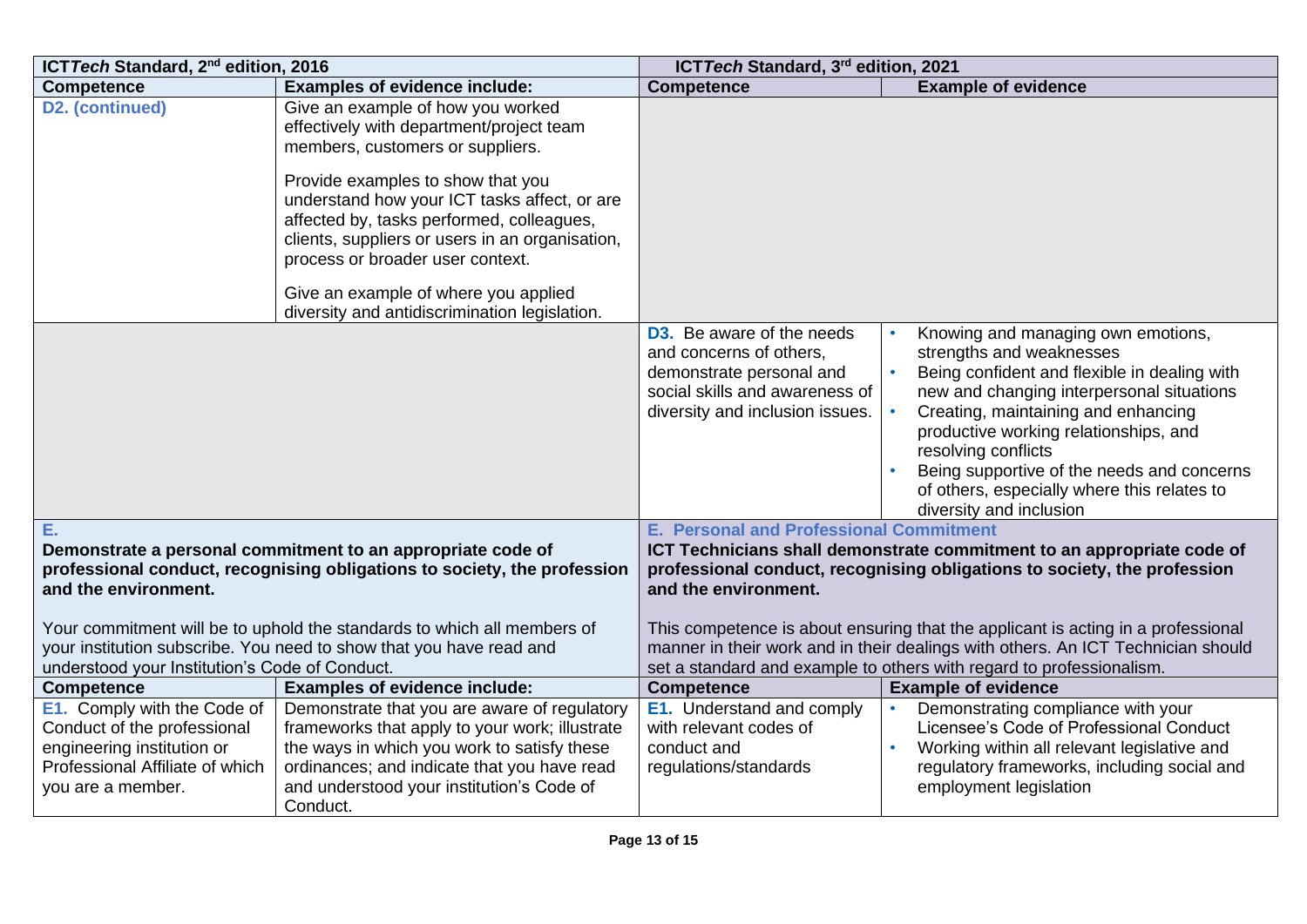| ICT*Tech* Standard, 2[nd] edition, 2016 | | ICT*Tech* Standard, 3[rd] edition, 2021 | |
|---|---|---|---|
| **Competence** | **Examples of evidence include:** | **Competence** | **Example of evidence** |
| **D2. (continued)** | Give an example of how you worked effectively with department/project team members, customers or suppliers.<br><br>Provide examples to show that you understand how your ICT tasks affect, or are affected by, tasks performed, colleagues, clients, suppliers or users in an organisation, process or broader user context.<br><br>Give an example of where you applied diversity and antidiscrimination legislation. | | |
| | | **D3.** Be aware of the needs and concerns of others, demonstrate personal and social skills and awareness of diversity and inclusion issues. | • Knowing and managing own emotions, strengths and weaknesses<br>• Being confident and flexible in dealing with new and changing interpersonal situations<br>• Creating, maintaining and enhancing productive working relationships, and resolving conflicts<br>• Being supportive of the needs and concerns of others, especially where this relates to diversity and inclusion |
| **E.**<br>**Demonstrate a personal commitment to an appropriate code of professional conduct, recognising obligations to society, the profession and the environment.**<br><br>Your commitment will be to uphold the standards to which all members of your institution subscribe. You need to show that you have read and understood your Institution's Code of Conduct. | | **E. Personal and Professional Commitment**<br>**ICT Technicians shall demonstrate commitment to an appropriate code of professional conduct, recognising obligations to society, the profession and the environment.**<br><br>This competence is about ensuring that the applicant is acting in a professional manner in their work and in their dealings with others. An ICT Technician should set a standard and example to others with regard to professionalism. | |
| **Competence** | **Examples of evidence include:** | **Competence** | **Example of evidence** |
| **E1.** Comply with the Code of Conduct of the professional engineering institution or Professional Affiliate of which you are a member. | Demonstrate that you are aware of regulatory frameworks that apply to your work; illustrate the ways in which you work to satisfy these ordinances; and indicate that you have read and understood your institution's Code of Conduct. | **E1.** Understand and comply with relevant codes of conduct and regulations/standards | • Demonstrating compliance with your Licensee's Code of Professional Conduct<br>• Working within all relevant legislative and regulatory frameworks, including social and employment legislation |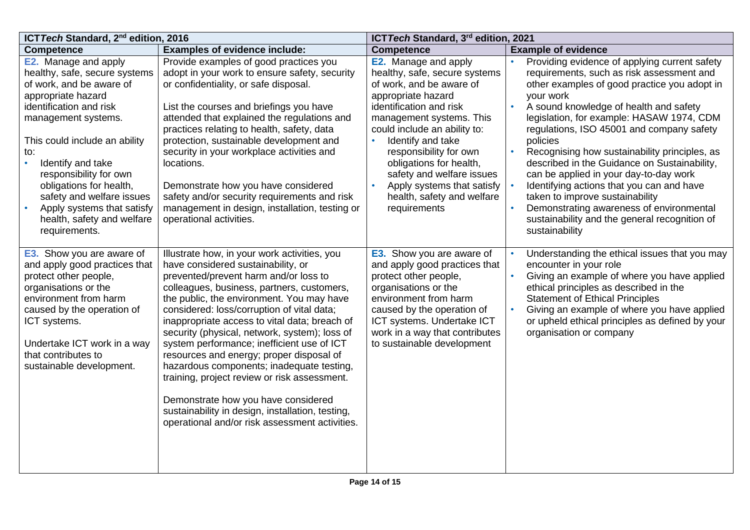| ICT*Tech* Standard, 2nd edition, 2016 | | ICT*Tech* Standard, 3rd edition, 2021 | |
|---|---|---|---|
| **Competence** | **Examples of evidence include:** | **Competence** | **Example of evidence** |
| **E2.** Manage and apply healthy, safe, secure systems of work, and be aware of appropriate hazard identification and risk management systems.<br><br>This could include an ability to:<br>• Identify and take responsibility for own obligations for health, safety and welfare issues<br>• Apply systems that satisfy health, safety and welfare requirements. | Provide examples of good practices you adopt in your work to ensure safety, security or confidentiality, or safe disposal.<br><br>List the courses and briefings you have attended that explained the regulations and practices relating to health, safety, data protection, sustainable development and security in your workplace activities and locations.<br><br>Demonstrate how you have considered safety and/or security requirements and risk management in design, installation, testing or operational activities. | **E2.** Manage and apply healthy, safe, secure systems of work, and be aware of appropriate hazard identification and risk management systems. This could include an ability to:<br>• Identify and take responsibility for own obligations for health, safety and welfare issues<br>• Apply systems that satisfy health, safety and welfare requirements | • Providing evidence of applying current safety requirements, such as risk assessment and other examples of good practice you adopt in your work<br>• A sound knowledge of health and safety legislation, for example: HASAW 1974, CDM regulations, ISO 45001 and company safety policies<br>• Recognising how sustainability principles, as described in the Guidance on Sustainability, can be applied in your day-to-day work<br>• Identifying actions that you can and have taken to improve sustainability<br>• Demonstrating awareness of environmental sustainability and the general recognition of sustainability |
| **E3.** Show you are aware of and apply good practices that protect other people, organisations or the environment from harm caused by the operation of ICT systems.<br><br>Undertake ICT work in a way that contributes to sustainable development. | Illustrate how, in your work activities, you have considered sustainability, or prevented/prevent harm and/or loss to colleagues, business, partners, customers, the public, the environment. You may have considered: loss/corruption of vital data; inappropriate access to vital data; breach of security (physical, network, system); loss of system performance; inefficient use of ICT resources and energy; proper disposal of hazardous components; inadequate testing, training, project review or risk assessment.<br><br>Demonstrate how you have considered sustainability in design, installation, testing, operational and/or risk assessment activities. | **E3.** Show you are aware of and apply good practices that protect other people, organisations or the environment from harm caused by the operation of ICT systems. Undertake ICT work in a way that contributes to sustainable development | • Understanding the ethical issues that you may encounter in your role<br>• Giving an example of where you have applied ethical principles as described in the Statement of Ethical Principles<br>• Giving an example of where you have applied or upheld ethical principles as defined by your organisation or company |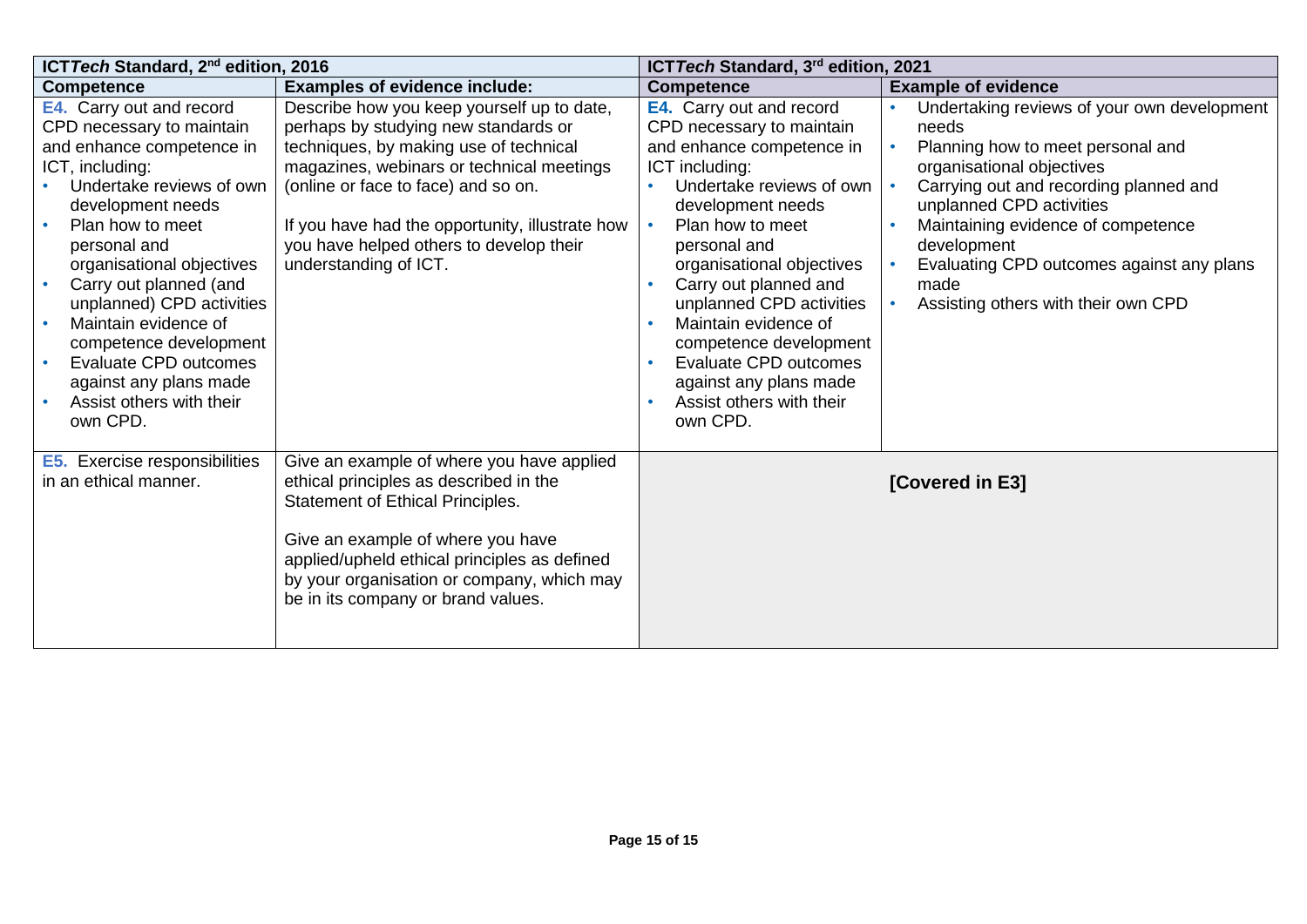| ICT*Tech* Standard, 2nd edition, 2016 | | ICT*Tech* Standard, 3rd edition, 2021 | |
|---|---|---|---|
| **Competence** | **Examples of evidence include:** | **Competence** | **Example of evidence** |
| **E4.** Carry out and record CPD necessary to maintain and enhance competence in ICT, including:<br>• Undertake reviews of own development needs<br>• Plan how to meet personal and organisational objectives<br>• Carry out planned (and unplanned) CPD activities<br>• Maintain evidence of competence development<br>• Evaluate CPD outcomes against any plans made<br>• Assist others with their own CPD. | Describe how you keep yourself up to date, perhaps by studying new standards or techniques, by making use of technical magazines, webinars or technical meetings (online or face to face) and so on.<br><br>If you have had the opportunity, illustrate how you have helped others to develop their understanding of ICT. | **E4.** Carry out and record CPD necessary to maintain and enhance competence in ICT including:<br>• Undertake reviews of own development needs<br>• Plan how to meet personal and organisational objectives<br>• Carry out planned and unplanned CPD activities<br>• Maintain evidence of competence development<br>• Evaluate CPD outcomes against any plans made<br>• Assist others with their own CPD. | • Undertaking reviews of your own development needs<br>• Planning how to meet personal and organisational objectives<br>• Carrying out and recording planned and unplanned CPD activities<br>• Maintaining evidence of competence development<br>• Evaluating CPD outcomes against any plans made<br>• Assisting others with their own CPD |
| **E5.** Exercise responsibilities in an ethical manner. | Give an example of where you have applied ethical principles as described in the Statement of Ethical Principles.<br><br>Give an example of where you have applied/upheld ethical principles as defined by your organisation or company, which may be in its company or brand values. | **[Covered in E3]** | |